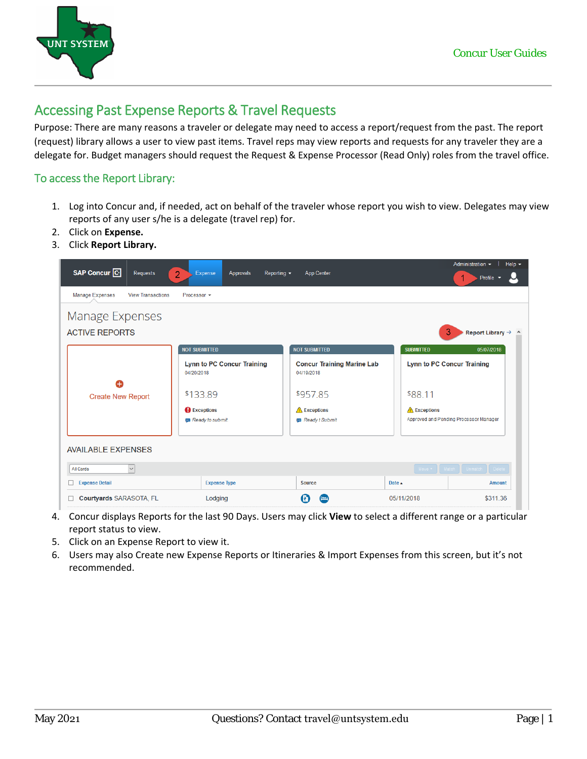# Accessing Past Expense Reports & Travel Requests

Purpose: There are many reasons a traveler or delegate may need to access a report/request from the past. The report (request) library allows a user to view past items. Travel reps may view reports and requests for any traveler they are a delegate for. Budget managers should request the Request & Expense Processor (Read Only) roles from the travel office.

## To access the Report Library:

1. Log into Concur and, if needed, act on behalf of the traveler whose report you wish to view. Delegates may view reports of any user s/he is a delegate (travel rep) for.
2. Click on **Expense.**
3. Click **Report Library.**
4. Concur displays Reports for the last 90 Days. Users may click **View** to select a different range or a particular report status to view.
5. Click on an Expense Report to view it.
6. Users may also Create new Expense Reports or Itineraries & Import Expenses from this screen, but it's not recommended.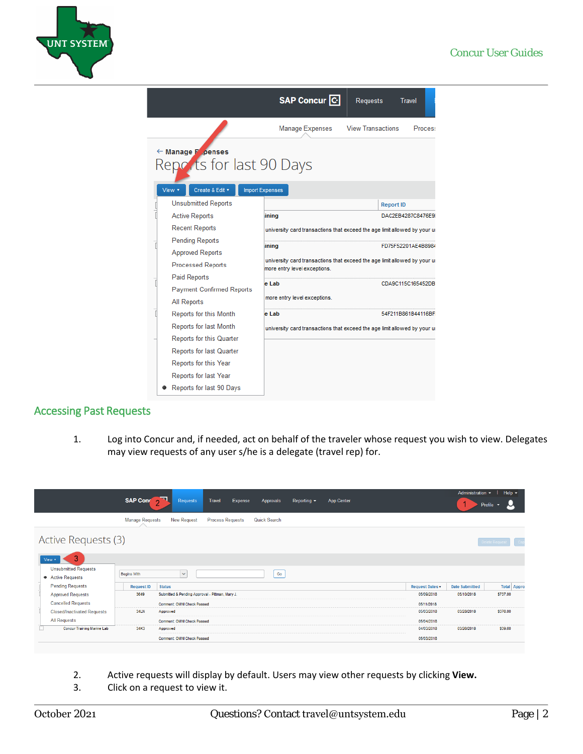## Accessing Past Requests

1. Log into Concur and, if needed, act on behalf of the traveler whose request you wish to view. Delegates may view requests of any user s/he is a delegate (travel rep) for.

2. Active requests will display by default. Users may view other requests by clicking **View.**
3. Click on a request to view it.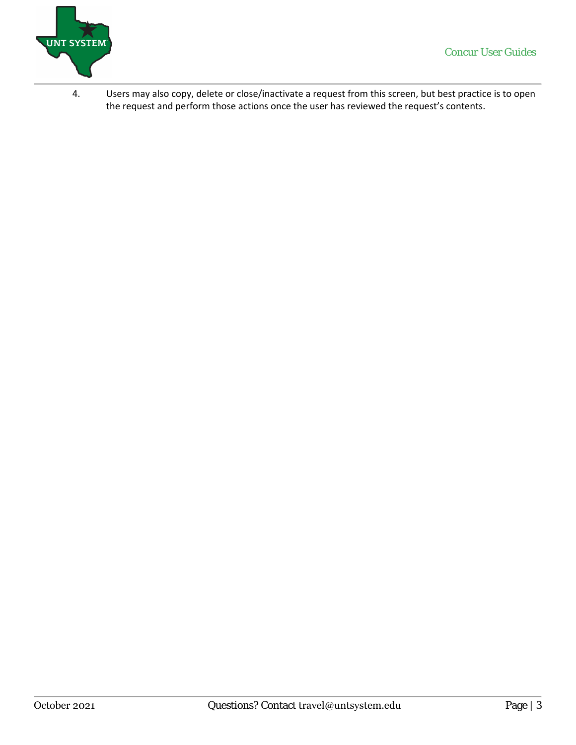4. Users may also copy, delete or close/inactivate a request from this screen, but best practice is to open the request and perform those actions once the user has reviewed the request's contents.